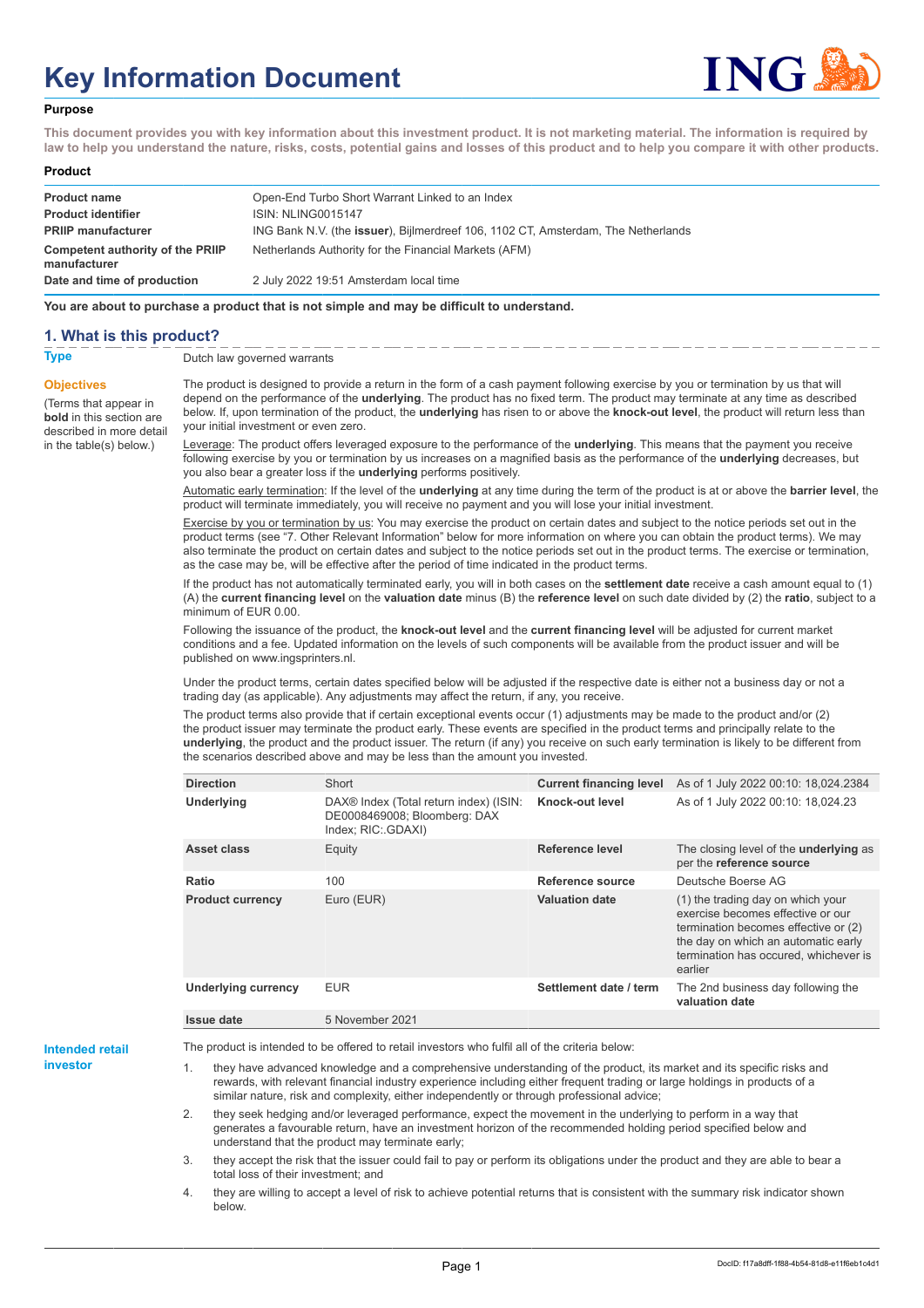# Key Information Document

**Purpose**

**This document provides you with key information about this investment product. It is not marketing material. The information is required by law to help you understand the nature, risks, costs, potential gains and losses of this product and to help you compare it with other products.**

**Product**

| | |
|---|---|
| **Product name** | Open-End Turbo Short Warrant Linked to an Index |
| **Product identifier** | ISIN: NLING0015147 |
| **PRIIP manufacturer** | ING Bank N.V. (the **issuer**), Bijlmerdreef 106, 1102 CT, Amsterdam, The Netherlands |
| **Competent authority of the PRIIP manufacturer** | Netherlands Authority for the Financial Markets (AFM) |
| **Date and time of production** | 2 July 2022 19:51 Amsterdam local time |

**You are about to purchase a product that is not simple and may be difficult to understand.**

## 1. What is this product?

**Type**

Dutch law governed warrants

**Objectives**

(Terms that appear in **bold** in this section are described in more detail in the table(s) below.)

The product is designed to provide a return in the form of a cash payment following exercise by you or termination by us that will depend on the performance of the **underlying**. The product has no fixed term. The product may terminate at any time as described below. If, upon termination of the product, the **underlying** has risen to or above the **knock-out level**, the product will return less than your initial investment or even zero.

Leverage: The product offers leveraged exposure to the performance of the **underlying**. This means that the payment you receive following exercise by you or termination by us increases on a magnified basis as the performance of the **underlying** decreases, but you also bear a greater loss if the **underlying** performs positively.

Automatic early termination: If the level of the **underlying** at any time during the term of the product is at or above the **barrier level**, the product will terminate immediately, you will receive no payment and you will lose your initial investment.

Exercise by you or termination by us: You may exercise the product on certain dates and subject to the notice periods set out in the product terms (see "7. Other Relevant Information" below for more information on where you can obtain the product terms). We may also terminate the product on certain dates and subject to the notice periods set out in the product terms. The exercise or termination, as the case may be, will be effective after the period of time indicated in the product terms.

If the product has not automatically terminated early, you will in both cases on the **settlement date** receive a cash amount equal to (1) (A) the **current financing level** on the **valuation date** minus (B) the **reference level** on such date divided by (2) the **ratio**, subject to a minimum of EUR 0.00.

Following the issuance of the product, the **knock-out level** and the **current financing level** will be adjusted for current market conditions and a fee. Updated information on the levels of such components will be available from the product issuer and will be published on www.ingsprinters.nl.

Under the product terms, certain dates specified below will be adjusted if the respective date is either not a business day or not a trading day (as applicable). Any adjustments may affect the return, if any, you receive.

The product terms also provide that if certain exceptional events occur (1) adjustments may be made to the product and/or (2) the product issuer may terminate the product early. These events are specified in the product terms and principally relate to the **underlying**, the product and the product issuer. The return (if any) you receive on such early termination is likely to be different from the scenarios described above and may be less than the amount you invested.

| | | | |
|---|---|---|---|
| **Direction** | Short | **Current financing level** | As of 1 July 2022 00:10: 18,024.2384 |
| **Underlying** | DAX® Index (Total return index) (ISIN: DE0008469008; Bloomberg: DAX Index; RIC:.GDAXI) | **Knock-out level** | As of 1 July 2022 00:10: 18,024.23 |
| **Asset class** | Equity | **Reference level** | The closing level of the **underlying** as per the **reference source** |
| **Ratio** | 100 | **Reference source** | Deutsche Boerse AG |
| **Product currency** | Euro (EUR) | **Valuation date** | (1) the trading day on which your exercise becomes effective or our termination becomes effective or (2) the day on which an automatic early termination has occured, whichever is earlier |
| **Underlying currency** | EUR | **Settlement date / term** | The 2nd business day following the **valuation date** |
| **Issue date** | 5 November 2021 | | |

**Intended retail investor**

The product is intended to be offered to retail investors who fulfil all of the criteria below:

1. they have advanced knowledge and a comprehensive understanding of the product, its market and its specific risks and rewards, with relevant financial industry experience including either frequent trading or large holdings in products of a similar nature, risk and complexity, either independently or through professional advice;
2. they seek hedging and/or leveraged performance, expect the movement in the underlying to perform in a way that generates a favourable return, have an investment horizon of the recommended holding period specified below and understand that the product may terminate early;
3. they accept the risk that the issuer could fail to pay or perform its obligations under the product and they are able to bear a total loss of their investment; and
4. they are willing to accept a level of risk to achieve potential returns that is consistent with the summary risk indicator shown below.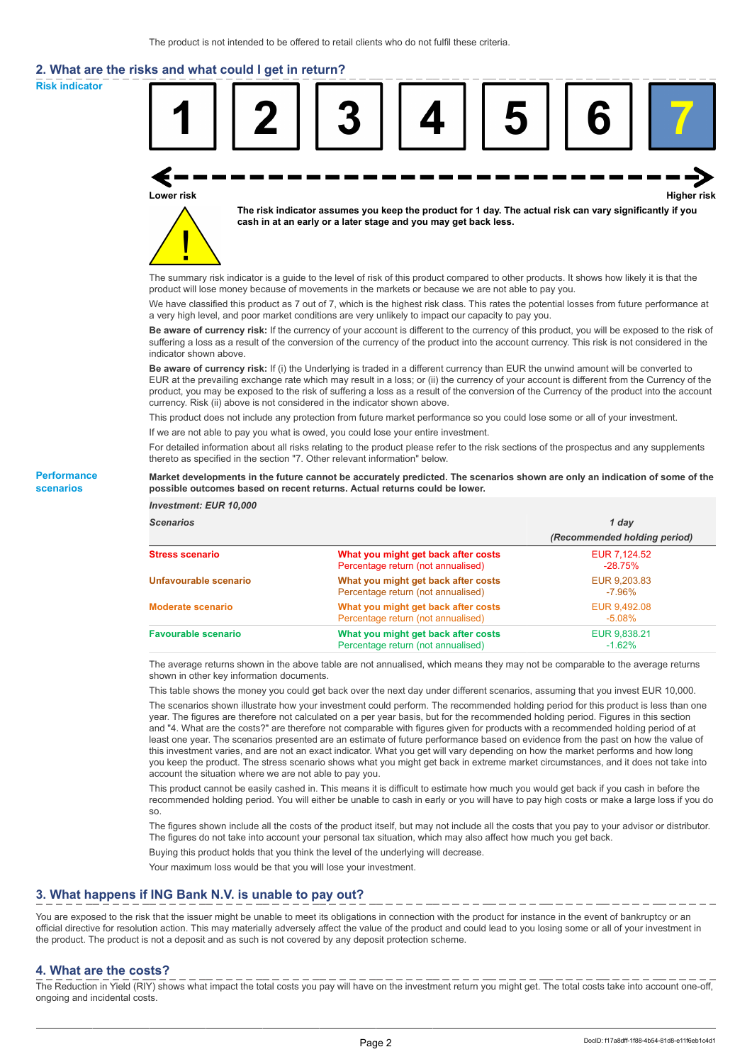The product is not intended to be offered to retail clients who do not fulfil these criteria.

## 2. What are the risks and what could I get in return?

**Risk indicator**

| 1 | 2 | 3 | 4 | 5 | 6 | 7 |
|---|---|---|---|---|---|---|

Lower risk — Higher risk

**The risk indicator assumes you keep the product for 1 day. The actual risk can vary significantly if you cash in at an early or a later stage and you may get back less.**

The summary risk indicator is a guide to the level of risk of this product compared to other products. It shows how likely it is that the product will lose money because of movements in the markets or because we are not able to pay you.

We have classified this product as 7 out of 7, which is the highest risk class. This rates the potential losses from future performance at a very high level, and poor market conditions are very unlikely to impact our capacity to pay you.

**Be aware of currency risk:** If the currency of your account is different to the currency of this product, you will be exposed to the risk of suffering a loss as a result of the conversion of the currency of the product into the account currency. This risk is not considered in the indicator shown above.

**Be aware of currency risk:** If (i) the Underlying is traded in a different currency than EUR the unwind amount will be converted to EUR at the prevailing exchange rate which may result in a loss; or (ii) the currency of your account is different from the Currency of the product, you may be exposed to the risk of suffering a loss as a result of the conversion of the Currency of the product into the account currency. Risk (ii) above is not considered in the indicator shown above.

This product does not include any protection from future market performance so you could lose some or all of your investment.

If we are not able to pay you what is owed, you could lose your entire investment.

For detailed information about all risks relating to the product please refer to the risk sections of the prospectus and any supplements thereto as specified in the section "7. Other relevant information" below.

**Performance scenarios**

**Market developments in the future cannot be accurately predicted. The scenarios shown are only an indication of some of the possible outcomes based on recent returns. Actual returns could be lower.**

| *Investment: EUR 10,000* | | |
|---|---|---|
| ***Scenarios*** | | ***1 day*** ***(Recommended holding period)*** |
| **Stress scenario** | **What you might get back after costs** | EUR 7,124.52 |
| | Percentage return (not annualised) | -28.75% |
| **Unfavourable scenario** | **What you might get back after costs** | EUR 9,203.83 |
| | Percentage return (not annualised) | -7.96% |
| **Moderate scenario** | **What you might get back after costs** | EUR 9,492.08 |
| | Percentage return (not annualised) | -5.08% |
| **Favourable scenario** | **What you might get back after costs** | EUR 9,838.21 |
| | Percentage return (not annualised) | -1.62% |

The average returns shown in the above table are not annualised, which means they may not be comparable to the average returns shown in other key information documents.

This table shows the money you could get back over the next day under different scenarios, assuming that you invest EUR 10,000.

The scenarios shown illustrate how your investment could perform. The recommended holding period for this product is less than one year. The figures are therefore not calculated on a per year basis, but for the recommended holding period. Figures in this section and "4. What are the costs?" are therefore not comparable with figures given for products with a recommended holding period of at least one year. The scenarios presented are an estimate of future performance based on evidence from the past on how the value of this investment varies, and are not an exact indicator. What you get will vary depending on how the market performs and how long you keep the product. The stress scenario shows what you might get back in extreme market circumstances, and it does not take into account the situation where we are not able to pay you.

This product cannot be easily cashed in. This means it is difficult to estimate how much you would get back if you cash in before the recommended holding period. You will either be unable to cash in early or you will have to pay high costs or make a large loss if you do so.

The figures shown include all the costs of the product itself, but may not include all the costs that you pay to your advisor or distributor. The figures do not take into account your personal tax situation, which may also affect how much you get back.

Buying this product holds that you think the level of the underlying will decrease.

Your maximum loss would be that you will lose your investment.

## 3. What happens if ING Bank N.V. is unable to pay out?

You are exposed to the risk that the issuer might be unable to meet its obligations in connection with the product for instance in the event of bankruptcy or an official directive for resolution action. This may materially adversely affect the value of the product and could lead to you losing some or all of your investment in the product. The product is not a deposit and as such is not covered by any deposit protection scheme.

## 4. What are the costs?

The Reduction in Yield (RIY) shows what impact the total costs you pay will have on the investment return you might get. The total costs take into account one-off, ongoing and incidental costs.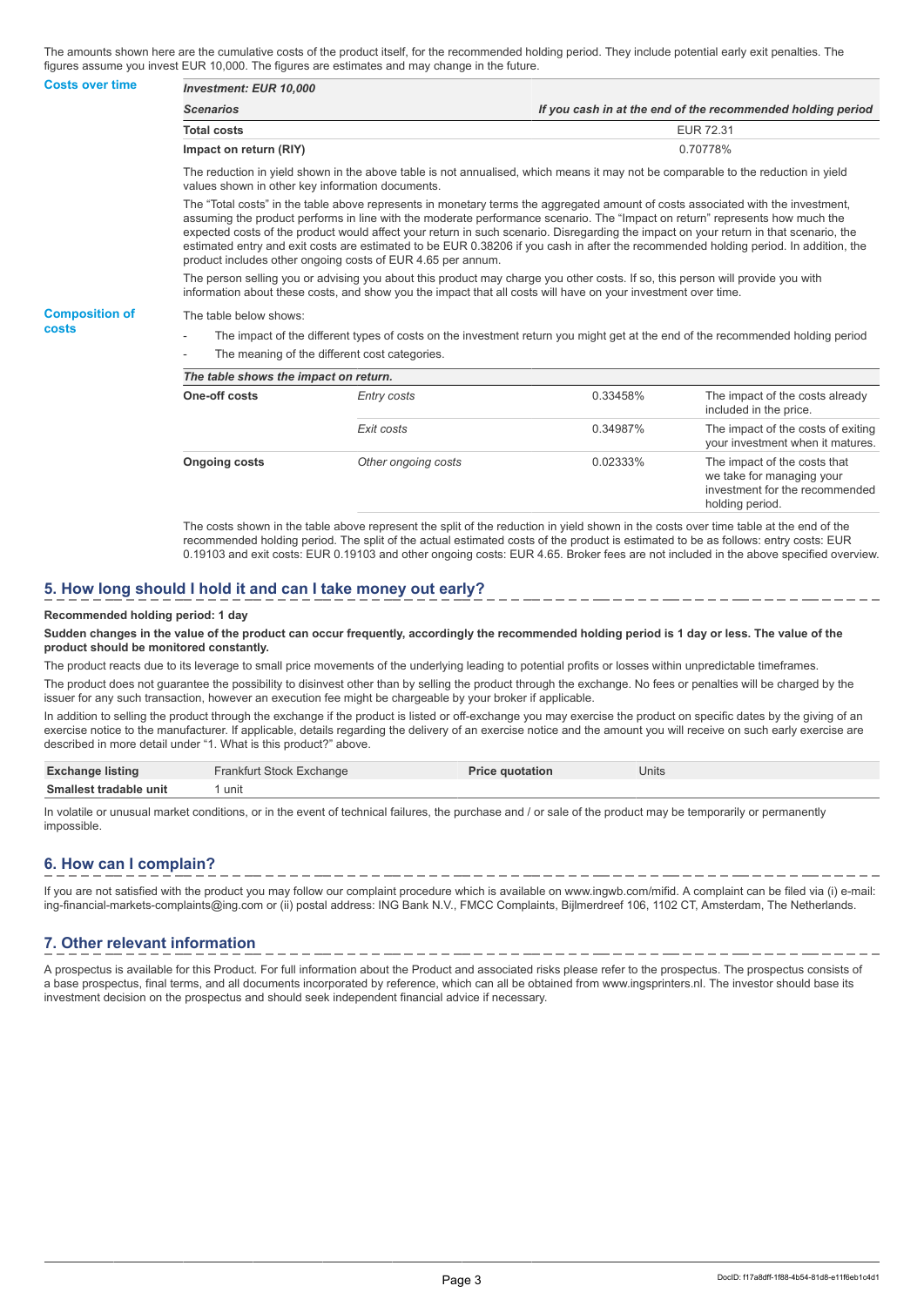The amounts shown here are the cumulative costs of the product itself, for the recommended holding period. They include potential early exit penalties. The figures assume you invest EUR 10,000. The figures are estimates and may change in the future.

**Costs over time**

| *Investment: EUR 10,000* | |
|---|---|
| ***Scenarios*** | ***If you cash in at the end of the recommended holding period*** |
| **Total costs** | EUR 72.31 |
| **Impact on return (RIY)** | 0.70778% |

The reduction in yield shown in the above table is not annualised, which means it may not be comparable to the reduction in yield values shown in other key information documents.

The "Total costs" in the table above represents in monetary terms the aggregated amount of costs associated with the investment, assuming the product performs in line with the moderate performance scenario. The "Impact on return" represents how much the expected costs of the product would affect your return in such scenario. Disregarding the impact on your return in that scenario, the estimated entry and exit costs are estimated to be EUR 0.38206 if you cash in after the recommended holding period. In addition, the product includes other ongoing costs of EUR 4.65 per annum.

The person selling you or advising you about this product may charge you other costs. If so, this person will provide you with information about these costs, and show you the impact that all costs will have on your investment over time.

**Composition of costs**

The table below shows:

- The impact of the different types of costs on the investment return you might get at the end of the recommended holding period
- The meaning of the different cost categories.

| *The table shows the impact on return.* | | | |
|---|---|---|---|
| **One-off costs** | *Entry costs* | 0.33458% | The impact of the costs already included in the price. |
| | *Exit costs* | 0.34987% | The impact of the costs of exiting your investment when it matures. |
| **Ongoing costs** | *Other ongoing costs* | 0.02333% | The impact of the costs that we take for managing your investment for the recommended holding period. |

The costs shown in the table above represent the split of the reduction in yield shown in the costs over time table at the end of the recommended holding period. The split of the actual estimated costs of the product is estimated to be as follows: entry costs: EUR 0.19103 and exit costs: EUR 0.19103 and other ongoing costs: EUR 4.65. Broker fees are not included in the above specified overview.

## 5. How long should I hold it and can I take money out early?

**Recommended holding period: 1 day**

**Sudden changes in the value of the product can occur frequently, accordingly the recommended holding period is 1 day or less. The value of the product should be monitored constantly.**

The product reacts due to its leverage to small price movements of the underlying leading to potential profits or losses within unpredictable timeframes.

The product does not guarantee the possibility to disinvest other than by selling the product through the exchange. No fees or penalties will be charged by the issuer for any such transaction, however an execution fee might be chargeable by your broker if applicable.

In addition to selling the product through the exchange if the product is listed or off-exchange you may exercise the product on specific dates by the giving of an exercise notice to the manufacturer. If applicable, details regarding the delivery of an exercise notice and the amount you will receive on such early exercise are described in more detail under "1. What is this product?" above.

| | | | |
|---|---|---|---|
| **Exchange listing** | Frankfurt Stock Exchange | **Price quotation** | Units |
| **Smallest tradable unit** | 1 unit | | |

In volatile or unusual market conditions, or in the event of technical failures, the purchase and / or sale of the product may be temporarily or permanently impossible.

## 6. How can I complain?

If you are not satisfied with the product you may follow our complaint procedure which is available on www.ingwb.com/mifid. A complaint can be filed via (i) e-mail: ing-financial-markets-complaints@ing.com or (ii) postal address: ING Bank N.V., FMCC Complaints, Bijlmerdreef 106, 1102 CT, Amsterdam, The Netherlands.

## 7. Other relevant information

A prospectus is available for this Product. For full information about the Product and associated risks please refer to the prospectus. The prospectus consists of a base prospectus, final terms, and all documents incorporated by reference, which can all be obtained from www.ingsprinters.nl. The investor should base its investment decision on the prospectus and should seek independent financial advice if necessary.